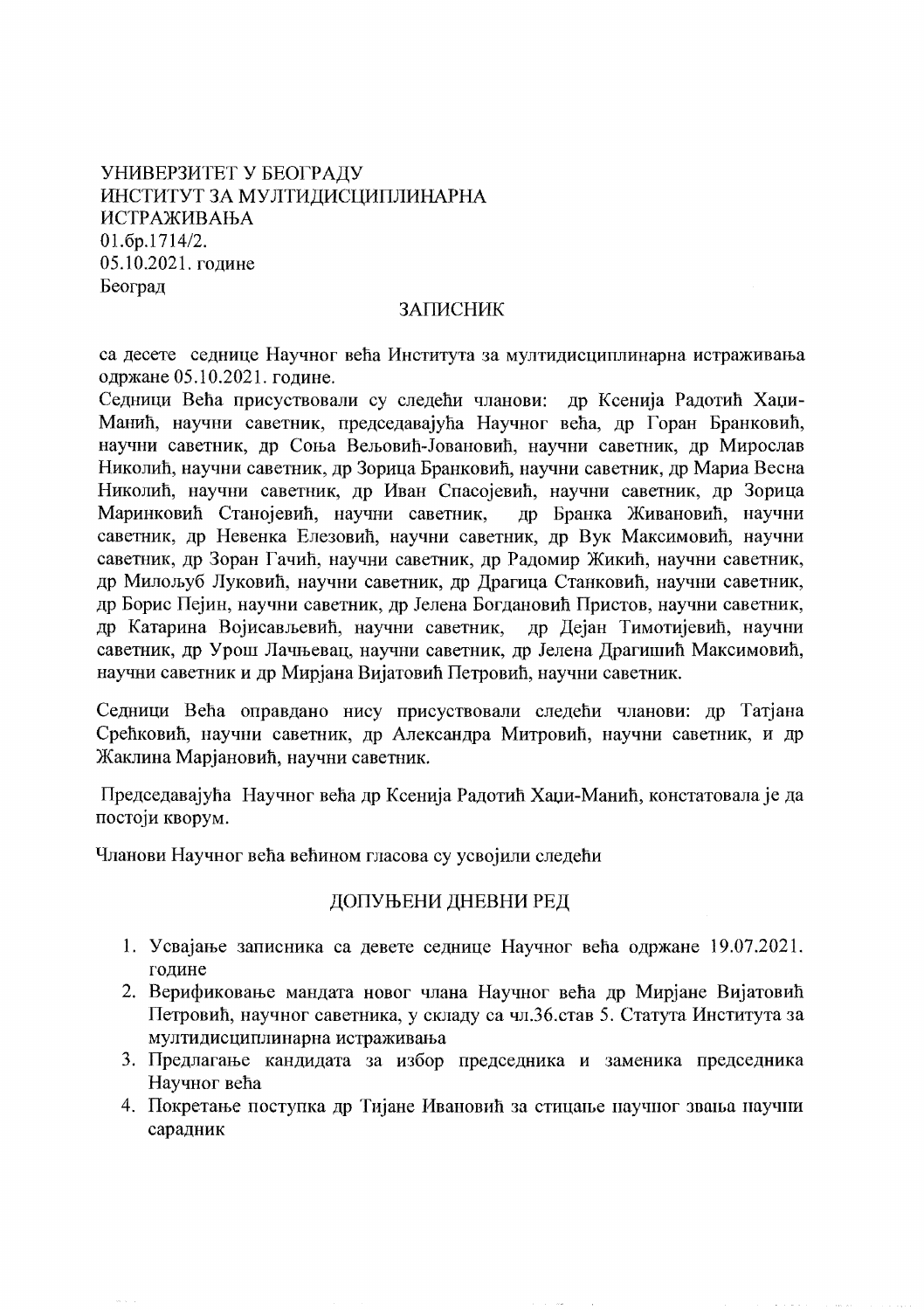УНИВЕРЗИТЕТ У БЕОГРАДУ
ИНСТИТУТ ЗА МУЛТИДИСЦИПЛИНАРНА
ИСТРАЖИВАЊА
01.бр.1714/2.
05.10.2021. године
Београд

## ЗАПИСНИК

са десете седнице Научног већа Института за мултидисциплинарна истраживања одржане 05.10.2021. године.

Седници Већа присуствовали су следећи чланови: др Ксенија Радотић Хаџи-Манић, научни саветник, председавајућа Научног већа, др Горан Бранковић, научни саветник, др Соња Вељовић-Јовановић, научни саветник, др Мирослав Николић, научни саветник, др Зорица Бранковић, научни саветник, др Мариа Весна Николић, научни саветник, др Иван Спасојевић, научни саветник, др Зорица Маринковић Станојевић, научни саветник, др Бранка Живановић, научни саветник, др Невенка Елезовић, научни саветник, др Вук Максимовић, научни саветник, др Зоран Гачић, научни саветник, др Радомир Жикић, научни саветник, др Милољуб Луковић, научни саветник, др Драгица Станковић, научни саветник, др Борис Пејин, научни саветник, др Јелена Богдановић Пристов, научни саветник, др Катарина Војисављевић, научни саветник, др Дејан Тимотијевић, научни саветник, др Урош Лачњевац, научни саветник, др Јелена Драгишић Максимовић, научни саветник и др Мирјана Вијатовић Петровић, научни саветник.

Седници Већа оправдано нису присуствовали следећи чланови: др Татјана Срећковић, научни саветник, др Александра Митровић, научни саветник, и др Жаклина Марјановић, научни саветник.

Председавајућа Научног већа др Ксенија Радотић Хаџи-Манић, констатовала је да постоји кворум.

Чланови Научног већа већином гласова су усвојили следећи

## ДОПУЊЕНИ ДНЕВНИ РЕД

1. Усвајање записника са девете седнице Научног већа одржане 19.07.2021. године
2. Верификовање мандата новог члана Научног већа др Мирјане Вијатовић Петровић, научног саветника, у складу са чл.36.став 5. Статута Института за мултидисциплинарна истраживања
3. Предлагање кандидата за избор председника и заменика председника Научног већа
4. Покретање поступка др Тијане Ивановић за стицање научног звања научни сарадник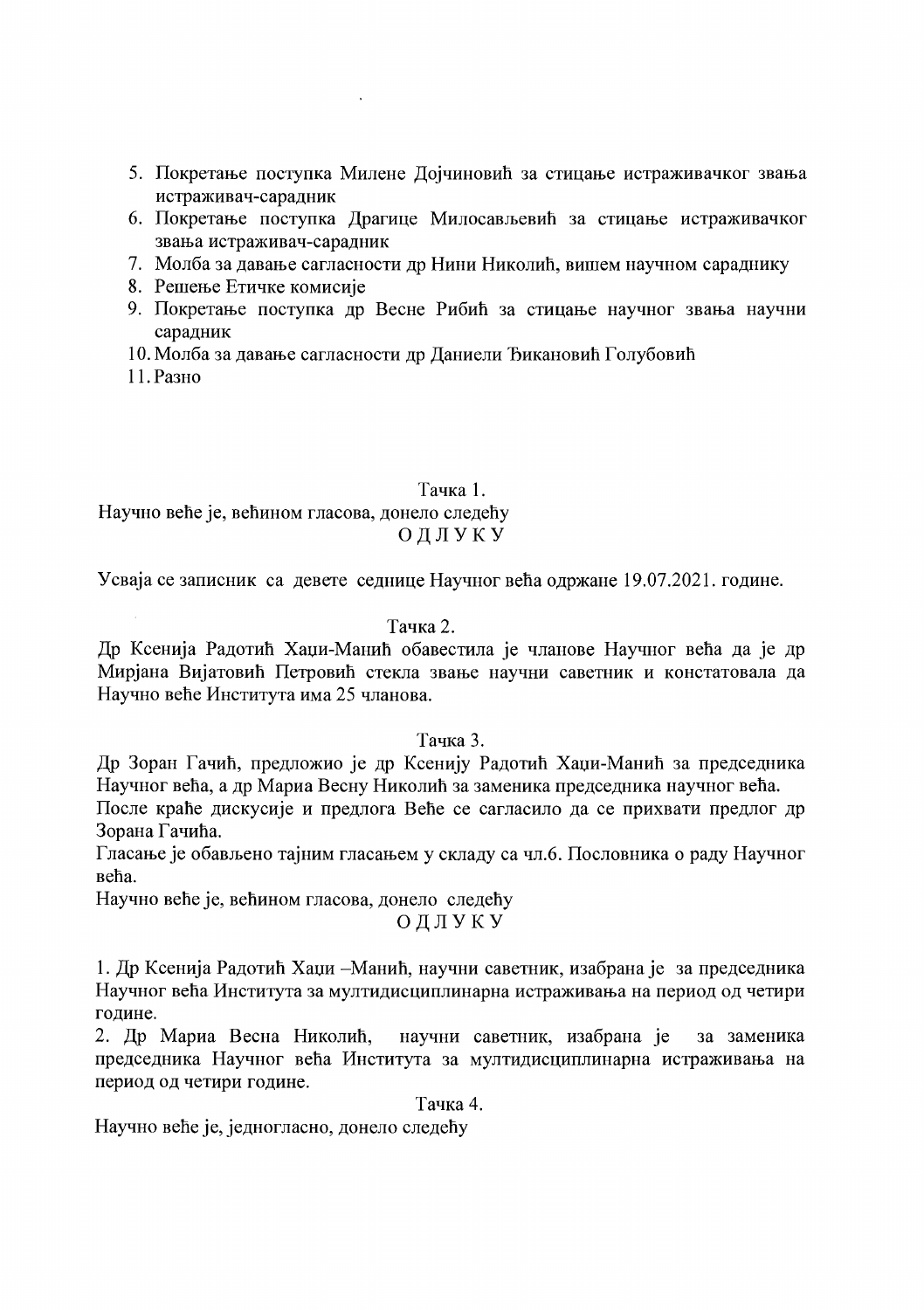5. Покретање поступка Милене Дојчиновић за стицање истраживачког звања истраживач-сарадник
6. Покретање поступка Драгице Милосављевић за стицање истраживачког звања истраживач-сарадник
7. Молба за давање сагласности др Нини Николић, вишем научном сараднику
8. Решење Етичке комисије
9. Покретање поступка др Весне Рибић за стицање научног звања научни сарадник
10. Молба за давање сагласности др Даниели Ћикановић Голубовић
11. Разно

Тачка 1.

Научно веће је, већином гласова, донело следећу

ОДЛУКУ

Усваја се записник са девете седнице Научног већа одржане 19.07.2021. године.

Тачка 2.

Др Ксенија Радотић Хаџи-Манић обавестила је чланове Научног већа да је др Мирјана Вијатовић Петровић стекла звање научни саветник и констатовала да Научно веће Института има 25 чланова.

Тачка 3.

Др Зоран Гачић, предложио је др Ксенију Радотић Хаџи-Манић за председника Научног већа, а др Мариа Весну Николић за заменика председника научног већа. После краће дискусије и предлога Веће се сагласило да се прихвати предлог др Зорана Гачића.

Гласање је обављено тајним гласањем у складу са чл.6. Пословника о раду Научног већа.

Научно веће је, већином гласова, донело следећу

ОДЛУКУ

1. Др Ксенија Радотић Хаџи –Манић, научни саветник, изабрана је за председника Научног већа Института за мултидисциплинарна истраживања на период од четири године.
2. Др Мариа Весна Николић, научни саветник, изабрана је за заменика председника Научног већа Института за мултидисциплинарна истраживања на период од четири године.

Тачка 4.

Научно веће је, једногласно, донело следећу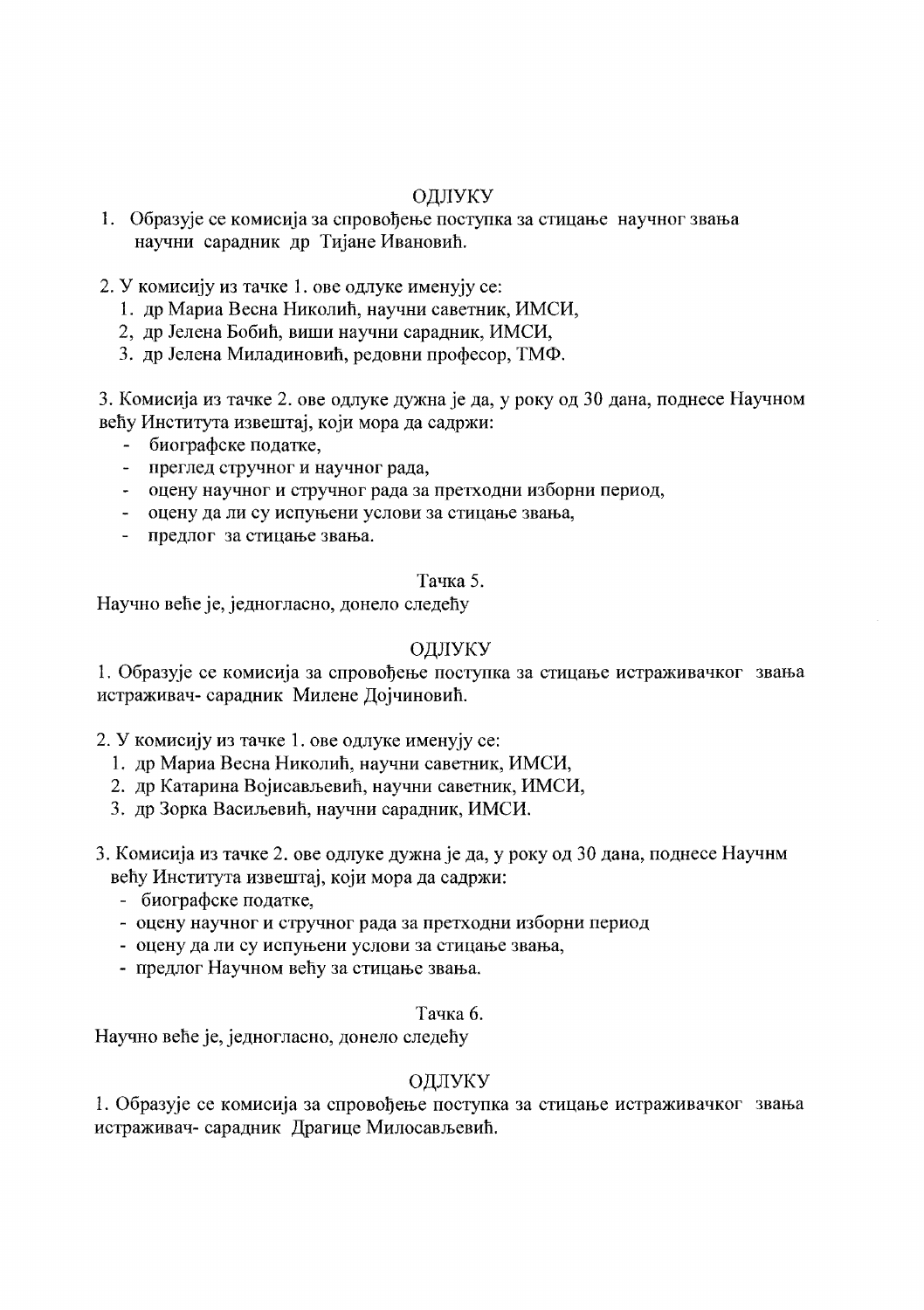ОДЛУКУ

1. Образује се комисија за спровођење поступка за стицање научног звања научни сарадник др Тијане Ивановић.

2. У комисију из тачке 1. ове одлуке именују се:
   1. др Мариа Весна Николић, научни саветник, ИМСИ,
   2, др Јелена Бобић, виши научни сарадник, ИМСИ,
   3. др Јелена Миладиновић, редовни професор, ТМФ.

3. Комисија из тачке 2. ове одлуке дужна је да, у року од 30 дана, поднесе Научном већу Института извештај, који мора да садржи:
   - биографске податке,
   - преглед стручног и научног рада,
   - оцену научног и стручног рада за претходни изборни период,
   - оцену да ли су испуњени услови за стицање звања,
   - предлог за стицање звања.

Тачка 5.

Научно веће је, једногласно, донело следећу

ОДЛУКУ

1. Образује се комисија за спровођење поступка за стицање истраживачког звања истраживач- сарадник Милене Дојчиновић.

2. У комисију из тачке 1. ове одлуке именују се:
   1. др Мариа Весна Николић, научни саветник, ИМСИ,
   2. др Катарина Војисављевић, научни саветник, ИМСИ,
   3. др Зорка Васиљевић, научни сарадник, ИМСИ.

3. Комисија из тачке 2. ове одлуке дужна је да, у року од 30 дана, поднесе Научнм већу Института извештај, који мора да садржи:
   - биографске податке,
   - оцену научног и стручног рада за претходни изборни период
   - оцену да ли су испуњени услови за стицање звања,
   - предлог Научном већу за стицање звања.

Тачка 6.

Научно веће је, једногласно, донело следећу

ОДЛУКУ

1. Образује се комисија за спровођење поступка за стицање истраживачког звања истраживач- сарадник Драгице Милосављевић.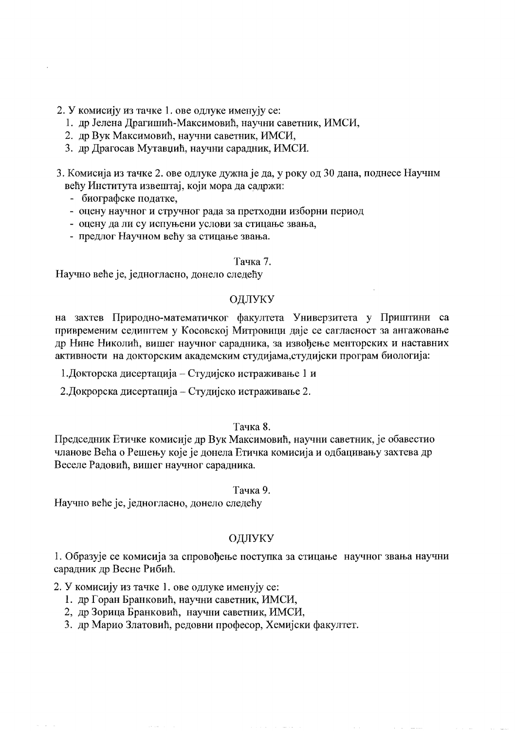2. У комисију из тачке 1. ове одлуке именују се:
   1. др Јелена Драгишић-Максимовић, научни саветник, ИМСИ,
   2. др Вук Максимовић, научни саветник, ИМСИ,
   3. др Драгосав Мутавџић, научни сарадник, ИМСИ.

3. Комисија из тачке 2. ове одлуке дужна је да, у року од 30 дана, поднесе Научнм већу Института извештај, који мора да садржи:
   - биографске податке,
   - оцену научног и стручног рада за претходни изборни период
   - оцену да ли су испуњени услови за стицање звања,
   - предлог Научном већу за стицање звања.

Тачка 7.

Научно веће је, једногласно, донело следећу

ОДЛУКУ

на захтев Природно-математичког факултета Универзитета у Приштини са привременим седиштем у Косовској Митровици даје се сагласност за ангажовање др Нине Николић, вишег научног сарадника, за извођење менторских и наставних активности на докторским академским студијама,студијски програм биологија:

1.Докторска дисертација – Студијско истраживање 1 и

2.Докрорска дисертација – Студијско истраживање 2.

Тачка 8.

Председник Етичке комисије др Вук Максимовић, научни саветник, је обавестио чланове Већа о Решењу које је донела Етичка комисија и одбацивању захтева др Веселе Радовић, вишег научног сарадника.

Тачка 9.

Научно веће је, једногласно, донело следећу

ОДЛУКУ

1. Образује се комисија за спровођење поступка за стицање научног звања научни сарадник др Весне Рибић.

2. У комисију из тачке 1. ове одлуке именују се:
   1. др Горан Бранковић, научни саветник, ИМСИ,
   2, др Зорица Бранковић, научни саветник, ИМСИ,
   3. др Марио Златовић, редовни професор, Хемијски факултет.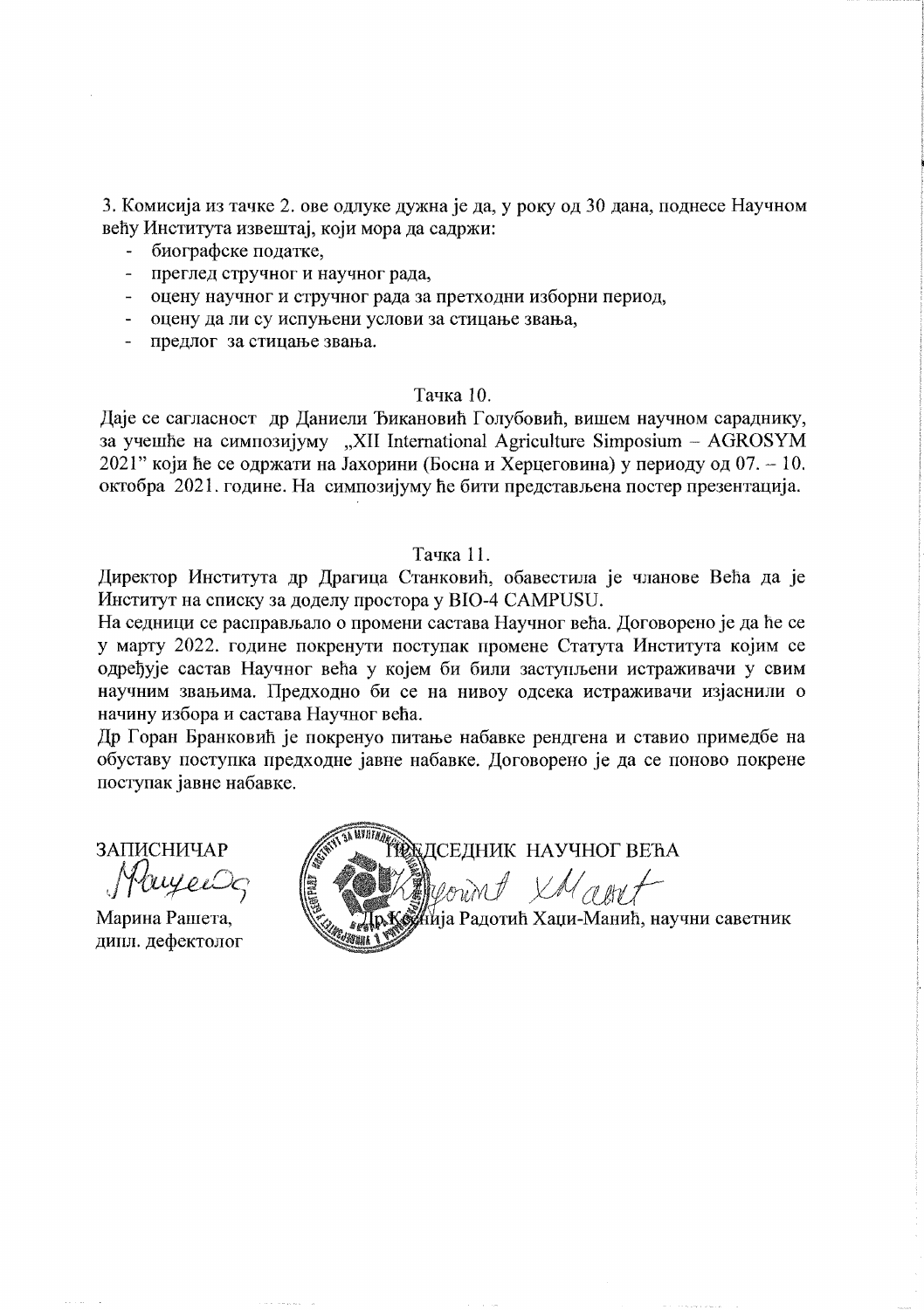3. Комисија из тачке 2. ове одлуке дужна је да, у року од 30 дана, поднесе Научном већу Института извештај, који мора да садржи:

- биографске податке,
- преглед стручног и научног рада,
- оцену научног и стручног рада за претходни изборни период,
- оцену да ли су испуњени услови за стицање звања,
- предлог за стицање звања.

Тачка 10.

Даје се сагласност др Даниели Ђикановић Голубовић, вишем научном сараднику, за учешће на симпозијуму „XII International Agriculture Simposium – AGROSYM 2021" који ће се одржати на Јахорини (Босна и Херцеговина) у периоду од 07. – 10. октобра 2021. године. На симпозијуму ће бити представљена постер презентација.

Тачка 11.

Директор Института др Драгица Станковић, обавестила је чланове Већа да је Институт на списку за доделу простора у BIO-4 CAMPUSU.

На седници се расправљало о промени састава Научног већа. Договорено је да ће се у марту 2022. године покренути поступак промене Статута Института којим се одређује састав Научног већа у којем би били заступљени истраживачи у свим научним звањима. Предходно би се на нивоу одсека истраживачи изјаснили о начину избора и састава Научног већа.

Др Горан Бранковић је покренуо питање набавке рендгена и ставио примедбе на обуставу поступка предходне јавне набавке. Договорено је да се поново покрене поступак јавне набавке.

ЗАПИСНИЧАР

Марина Рашета,
дипл. дефектолог

ПРЕДСЕДНИК НАУЧНОГ ВЕЋА

Др Ксенија Радотић Хаџи-Манић, научни саветник